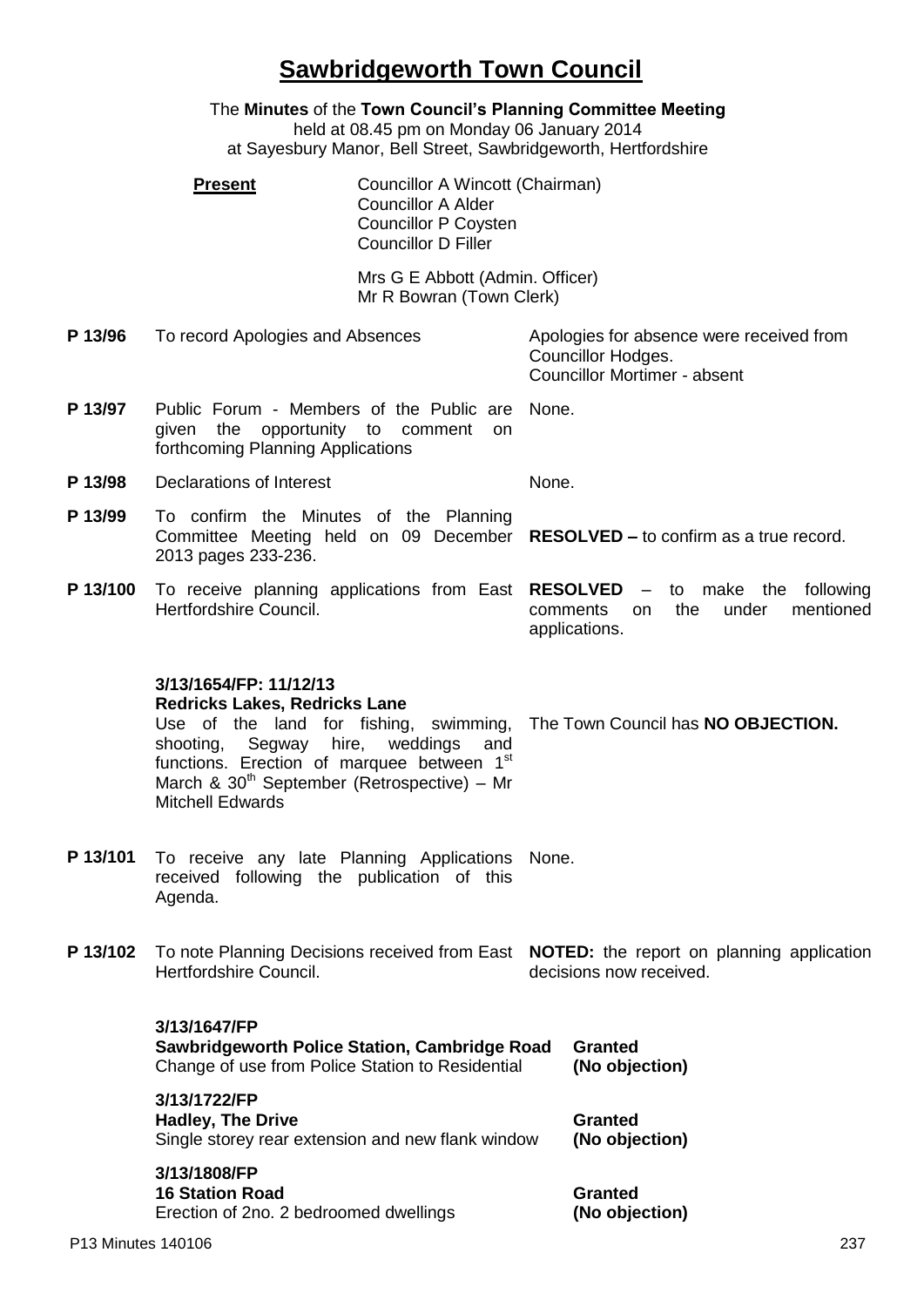# Sawbridgeworth Town Council

The **Minutes** of the **Town Council's Planning Committee Meeting**
held at 08.45 pm on Monday 06 January 2014
at Sayesbury Manor, Bell Street, Sawbridgeworth, Hertfordshire

**Present**

Councillor A Wincott (Chairman)
Councillor A Alder
Councillor P Coysten
Councillor D Filler

Mrs G E Abbott (Admin. Officer)
Mr R Bowran (Town Clerk)

| | | |
|---|---|---|
| **P 13/96** | To record Apologies and Absences | Apologies for absence were received from Councillor Hodges. Councillor Mortimer - absent |
| **P 13/97** | Public Forum - Members of the Public are given the opportunity to comment on forthcoming Planning Applications | None. |
| **P 13/98** | Declarations of Interest | None. |
| **P 13/99** | To confirm the Minutes of the Planning Committee Meeting held on 09 December 2013 pages 233-236. | **RESOLVED –** to confirm as a true record. |
| **P 13/100** | To receive planning applications from East Hertfordshire Council. | **RESOLVED** – to make the following comments on the under mentioned applications. |
| | **3/13/1654/FP: 11/12/13**<br>**Redricks Lakes, Redricks Lane**<br>Use of the land for fishing, swimming, shooting, Segway hire, weddings and functions. Erection of marquee between 1st March & 30th September (Retrospective) – Mr Mitchell Edwards | The Town Council has **NO OBJECTION.** |
| **P 13/101** | To receive any late Planning Applications received following the publication of this Agenda. | None. |
| **P 13/102** | To note Planning Decisions received from East Hertfordshire Council. | **NOTED:** the report on planning application decisions now received. |

| Application | Decision |
|---|---|
| **3/13/1647/FP**<br>**Sawbridgeworth Police Station, Cambridge Road**<br>Change of use from Police Station to Residential | **Granted**<br>**(No objection)** |
| **3/13/1722/FP**<br>**Hadley, The Drive**<br>Single storey rear extension and new flank window | **Granted**<br>**(No objection)** |
| **3/13/1808/FP**<br>**16 Station Road**<br>Erection of 2no. 2 bedroomed dwellings | **Granted**<br>**(No objection)** |

P13 Minutes 140106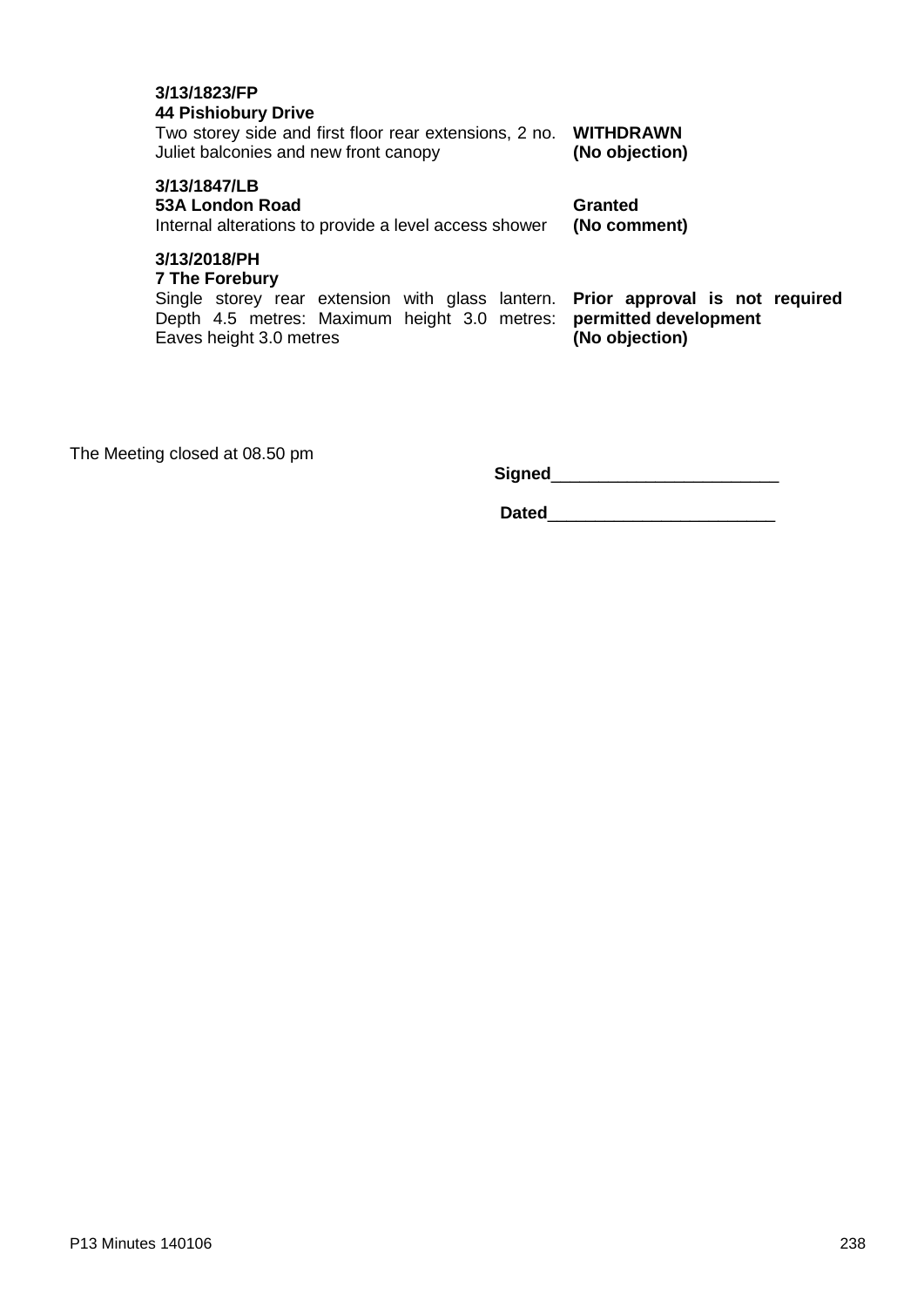**3/13/1823/FP**
**44 Pishiobury Drive**
Two storey side and first floor rear extensions, 2 no. Juliet balconies and new front canopy — **WITHDRAWN (No objection)**

**3/13/1847/LB**
**53A London Road**
Internal alterations to provide a level access shower — **Granted (No comment)**

**3/13/2018/PH**
**7 The Forebury**
Single storey rear extension with glass lantern. Depth 4.5 metres: Maximum height 3.0 metres: Eaves height 3.0 metres — **Prior approval is not required permitted development (No objection)**

The Meeting closed at 08.50 pm

**Signed**________________________

**Dated**________________________